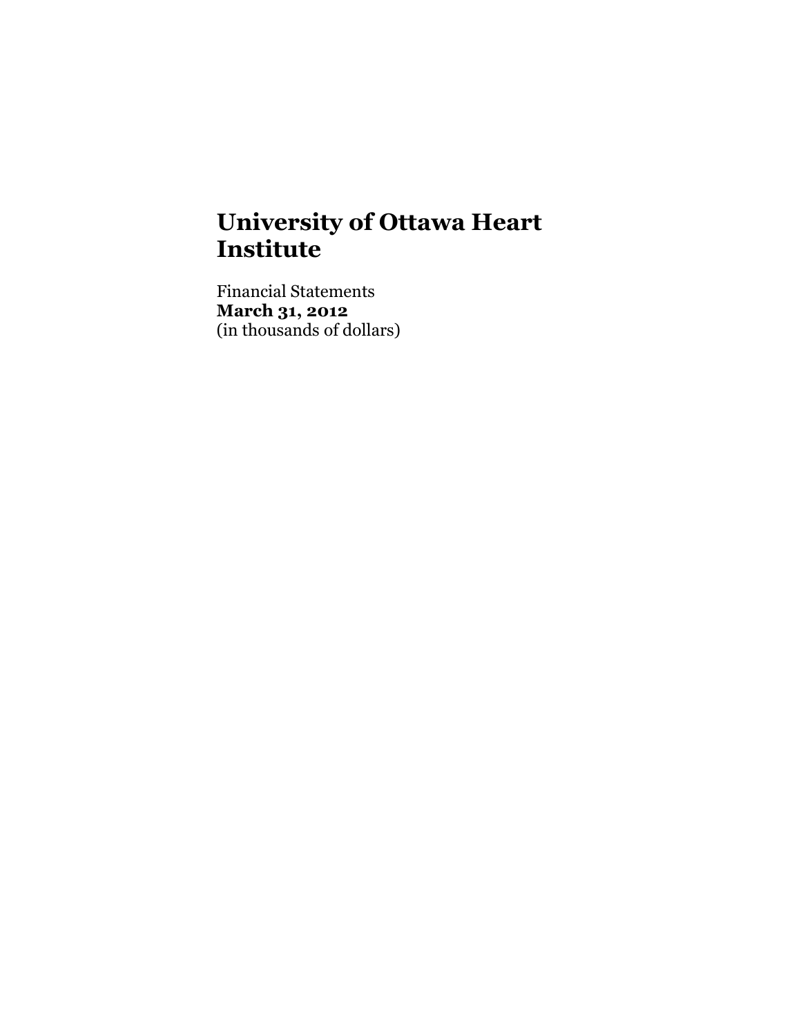# University of Ottawa Heart Institute

Financial Statements
**March 31, 2012**
(in thousands of dollars)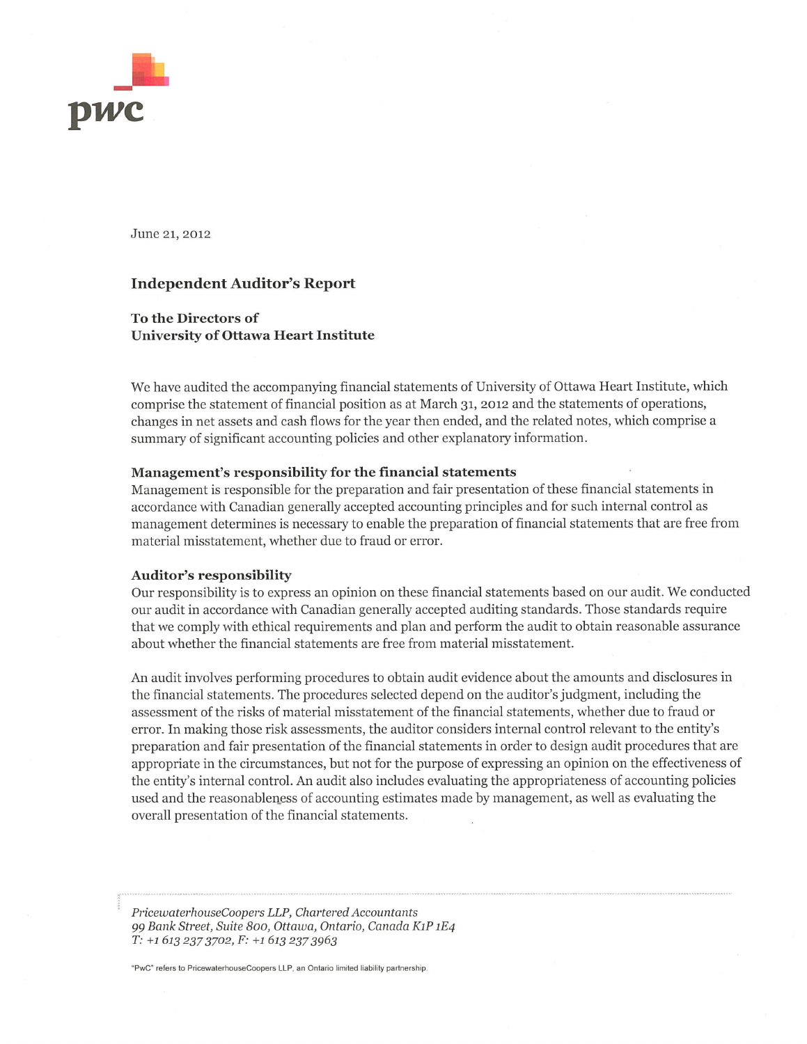June 21, 2012

## Independent Auditor's Report

**To the Directors of**
**University of Ottawa Heart Institute**

We have audited the accompanying financial statements of University of Ottawa Heart Institute, which comprise the statement of financial position as at March 31, 2012 and the statements of operations, changes in net assets and cash flows for the year then ended, and the related notes, which comprise a summary of significant accounting policies and other explanatory information.

### Management's responsibility for the financial statements

Management is responsible for the preparation and fair presentation of these financial statements in accordance with Canadian generally accepted accounting principles and for such internal control as management determines is necessary to enable the preparation of financial statements that are free from material misstatement, whether due to fraud or error.

### Auditor's responsibility

Our responsibility is to express an opinion on these financial statements based on our audit. We conducted our audit in accordance with Canadian generally accepted auditing standards. Those standards require that we comply with ethical requirements and plan and perform the audit to obtain reasonable assurance about whether the financial statements are free from material misstatement.

An audit involves performing procedures to obtain audit evidence about the amounts and disclosures in the financial statements. The procedures selected depend on the auditor's judgment, including the assessment of the risks of material misstatement of the financial statements, whether due to fraud or error. In making those risk assessments, the auditor considers internal control relevant to the entity's preparation and fair presentation of the financial statements in order to design audit procedures that are appropriate in the circumstances, but not for the purpose of expressing an opinion on the effectiveness of the entity's internal control. An audit also includes evaluating the appropriateness of accounting policies used and the reasonableness of accounting estimates made by management, as well as evaluating the overall presentation of the financial statements.

*PricewaterhouseCoopers LLP, Chartered Accountants*
*99 Bank Street, Suite 800, Ottawa, Ontario, Canada K1P 1E4*
*T: +1 613 237 3702, F: +1 613 237 3963*

"PwC" refers to PricewaterhouseCoopers LLP, an Ontario limited liability partnership.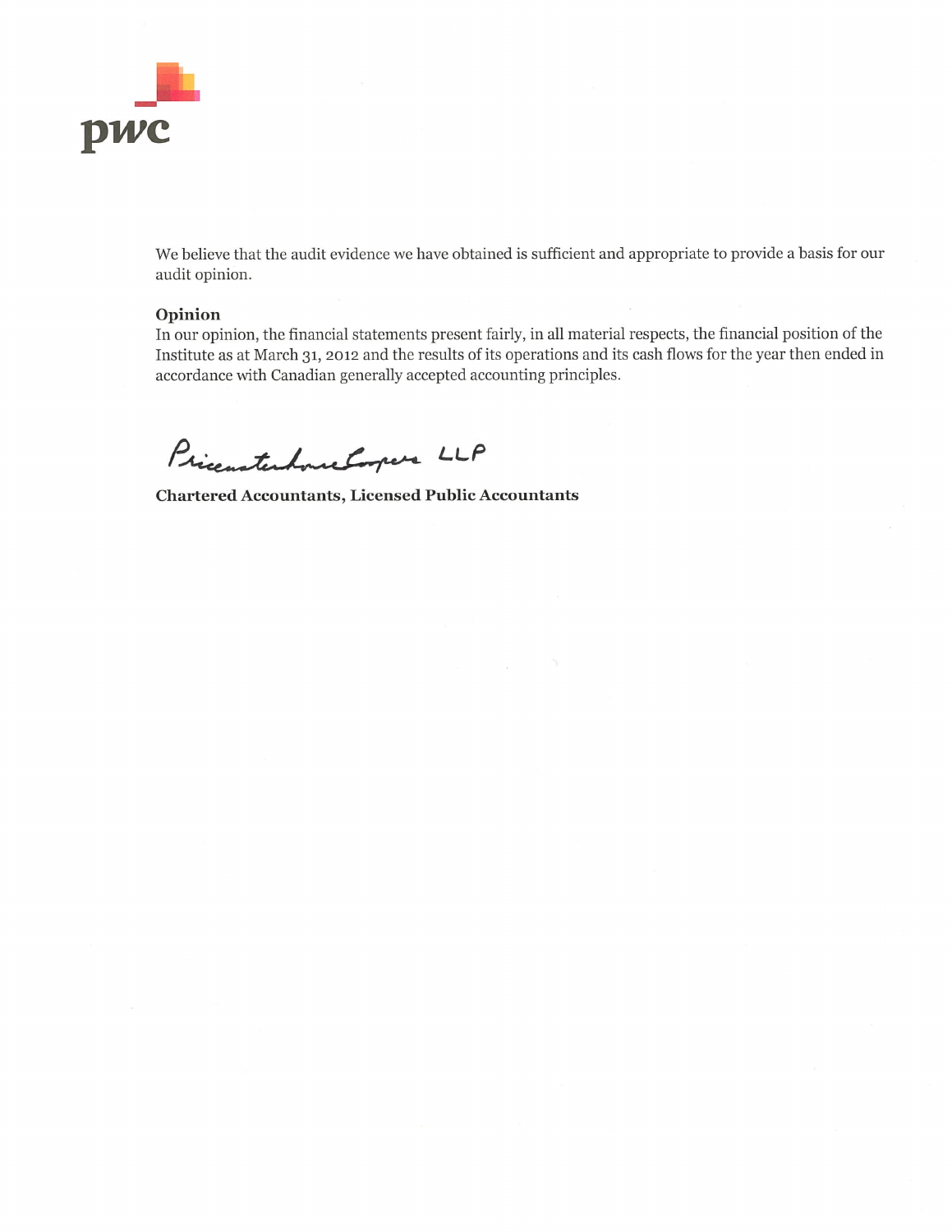We believe that the audit evidence we have obtained is sufficient and appropriate to provide a basis for our audit opinion.

**Opinion**

In our opinion, the financial statements present fairly, in all material respects, the financial position of the Institute as at March 31, 2012 and the results of its operations and its cash flows for the year then ended in accordance with Canadian generally accepted accounting principles.

PricewaterhouseCoopers LLP

**Chartered Accountants, Licensed Public Accountants**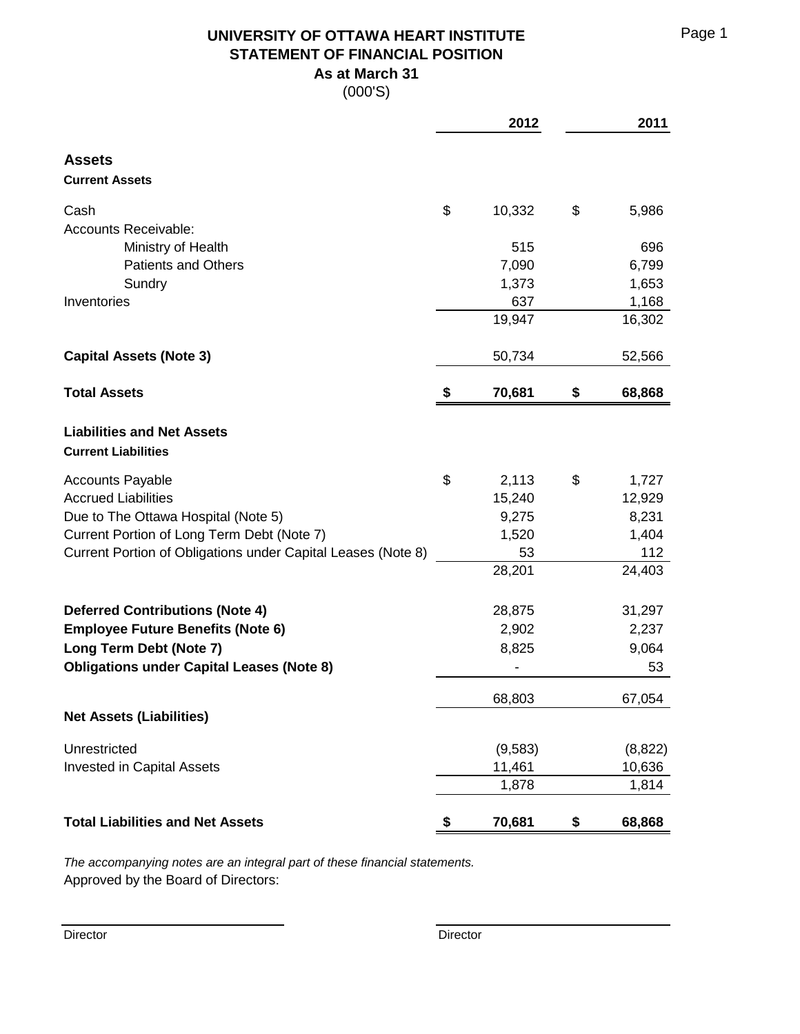# UNIVERSITY OF OTTAWA HEART INSTITUTE
## STATEMENT OF FINANCIAL POSITION
### As at March 31
(000'S)

| | 2012 | 2011 |
|---|---|---|
| **Assets** | | |
| **Current Assets** | | |
| Cash | $ 10,332 | $ 5,986 |
| Accounts Receivable: | | |
| Ministry of Health | 515 | 696 |
| Patients and Others | 7,090 | 6,799 |
| Sundry | 1,373 | 1,653 |
| Inventories | 637 | 1,168 |
| | 19,947 | 16,302 |
| **Capital Assets (Note 3)** | 50,734 | 52,566 |
| **Total Assets** | **$ 70,681** | **$ 68,868** |
| **Liabilities and Net Assets** | | |
| **Current Liabilities** | | |
| Accounts Payable | $ 2,113 | $ 1,727 |
| Accrued Liabilities | 15,240 | 12,929 |
| Due to The Ottawa Hospital (Note 5) | 9,275 | 8,231 |
| Current Portion of Long Term Debt (Note 7) | 1,520 | 1,404 |
| Current Portion of Obligations under Capital Leases (Note 8) | 53 | 112 |
| | 28,201 | 24,403 |
| **Deferred Contributions (Note 4)** | 28,875 | 31,297 |
| **Employee Future Benefits (Note 6)** | 2,902 | 2,237 |
| **Long Term Debt (Note 7)** | 8,825 | 9,064 |
| **Obligations under Capital Leases (Note 8)** | - | 53 |
| | 68,803 | 67,054 |
| **Net Assets (Liabilities)** | | |
| Unrestricted | (9,583) | (8,822) |
| Invested in Capital Assets | 11,461 | 10,636 |
| | 1,878 | 1,814 |
| **Total Liabilities and Net Assets** | **$ 70,681** | **$ 68,868** |

*The accompanying notes are an integral part of these financial statements.*

Approved by the Board of Directors:

Director

Director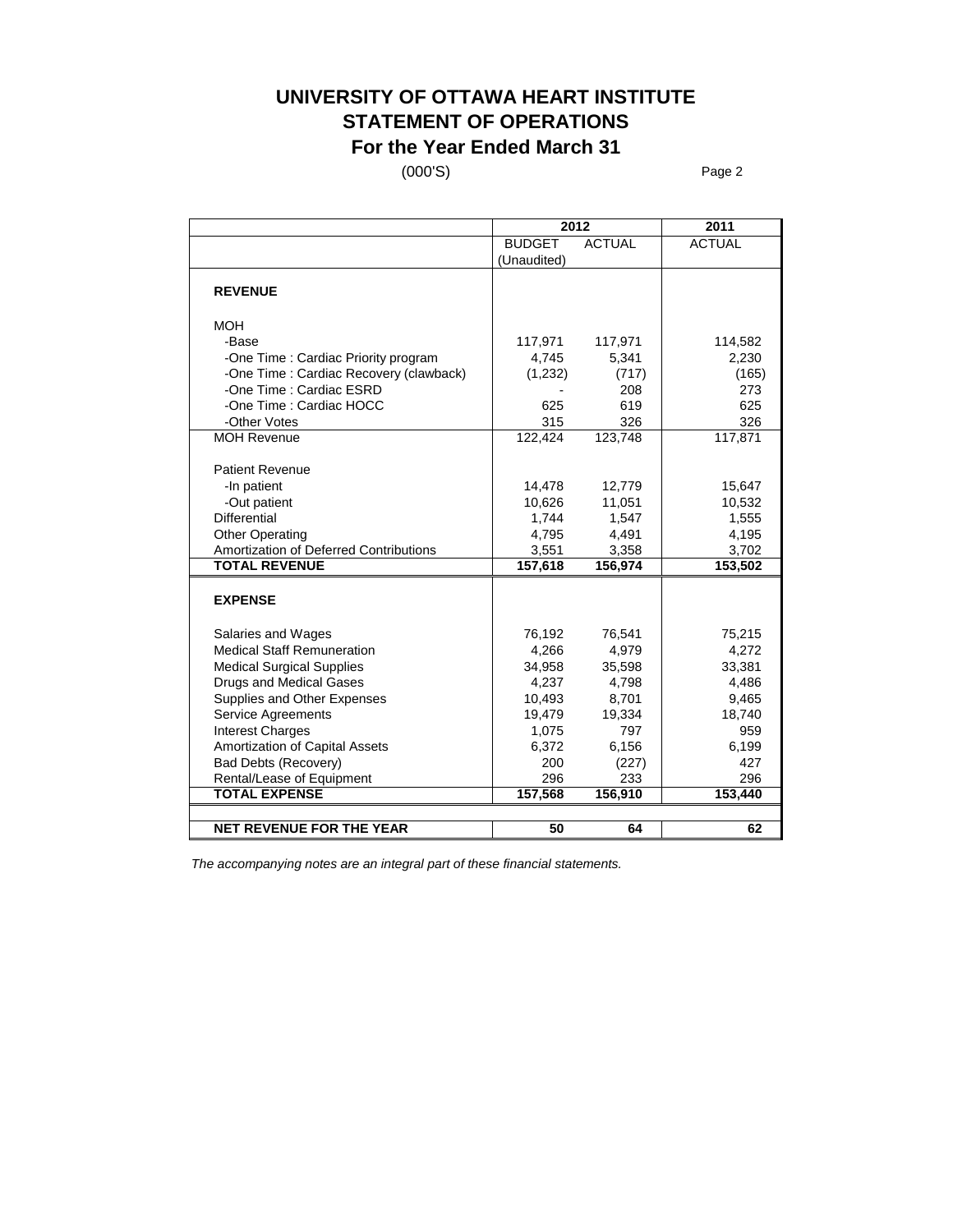# UNIVERSITY OF OTTAWA HEART INSTITUTE
## STATEMENT OF OPERATIONS
### For the Year Ended March 31

(000'S)

| | 2012 | | 2011 |
|---|---|---|---|
| | BUDGET (Unaudited) | ACTUAL | ACTUAL |
| **REVENUE** | | | |
| MOH | | | |
| -Base | 117,971 | 117,971 | 114,582 |
| -One Time : Cardiac Priority program | 4,745 | 5,341 | 2,230 |
| -One Time : Cardiac Recovery (clawback) | (1,232) | (717) | (165) |
| -One Time : Cardiac ESRD | - | 208 | 273 |
| -One Time : Cardiac HOCC | 625 | 619 | 625 |
| -Other Votes | 315 | 326 | 326 |
| MOH Revenue | 122,424 | 123,748 | 117,871 |
| Patient Revenue | | | |
| -In patient | 14,478 | 12,779 | 15,647 |
| -Out patient | 10,626 | 11,051 | 10,532 |
| Differential | 1,744 | 1,547 | 1,555 |
| Other Operating | 4,795 | 4,491 | 4,195 |
| Amortization of Deferred Contributions | 3,551 | 3,358 | 3,702 |
| **TOTAL REVENUE** | **157,618** | **156,974** | **153,502** |
| **EXPENSE** | | | |
| Salaries and Wages | 76,192 | 76,541 | 75,215 |
| Medical Staff Remuneration | 4,266 | 4,979 | 4,272 |
| Medical Surgical Supplies | 34,958 | 35,598 | 33,381 |
| Drugs and Medical Gases | 4,237 | 4,798 | 4,486 |
| Supplies and Other Expenses | 10,493 | 8,701 | 9,465 |
| Service Agreements | 19,479 | 19,334 | 18,740 |
| Interest Charges | 1,075 | 797 | 959 |
| Amortization of Capital Assets | 6,372 | 6,156 | 6,199 |
| Bad Debts (Recovery) | 200 | (227) | 427 |
| Rental/Lease of Equipment | 296 | 233 | 296 |
| **TOTAL EXPENSE** | **157,568** | **156,910** | **153,440** |
| **NET REVENUE FOR THE YEAR** | **50** | **64** | **62** |

*The accompanying notes are an integral part of these financial statements.*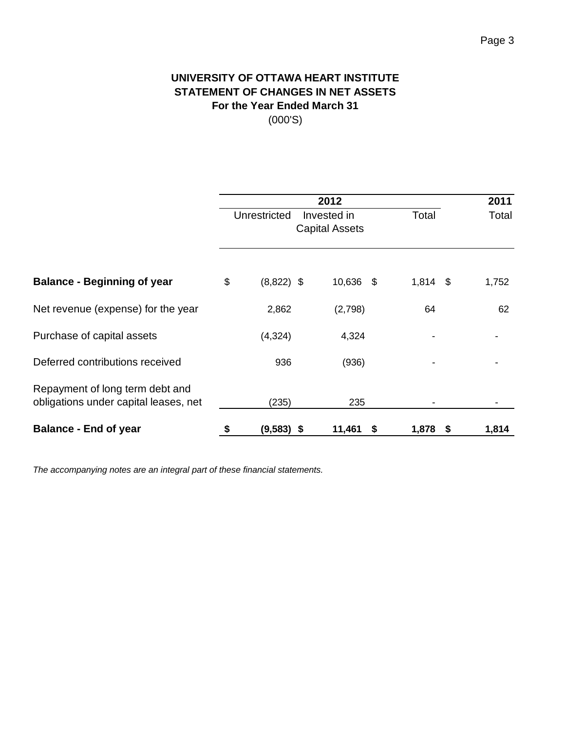# UNIVERSITY OF OTTAWA HEART INSTITUTE
## STATEMENT OF CHANGES IN NET ASSETS
### For the Year Ended March 31
(000'S)

| | 2012 | | | 2011 |
|---|---|---|---|---|
| | Unrestricted | Invested in Capital Assets | Total | Total |
| **Balance - Beginning of year** | $ (8,822) | $ 10,636 | $ 1,814 | $ 1,752 |
| Net revenue (expense) for the year | 2,862 | (2,798) | 64 | 62 |
| Purchase of capital assets | (4,324) | 4,324 | - | - |
| Deferred contributions received | 936 | (936) | - | - |
| Repayment of long term debt and obligations under capital leases, net | (235) | 235 | - | - |
| **Balance - End of year** | **$ (9,583)** | **$ 11,461** | **$ 1,878** | **$ 1,814** |

*The accompanying notes are an integral part of these financial statements.*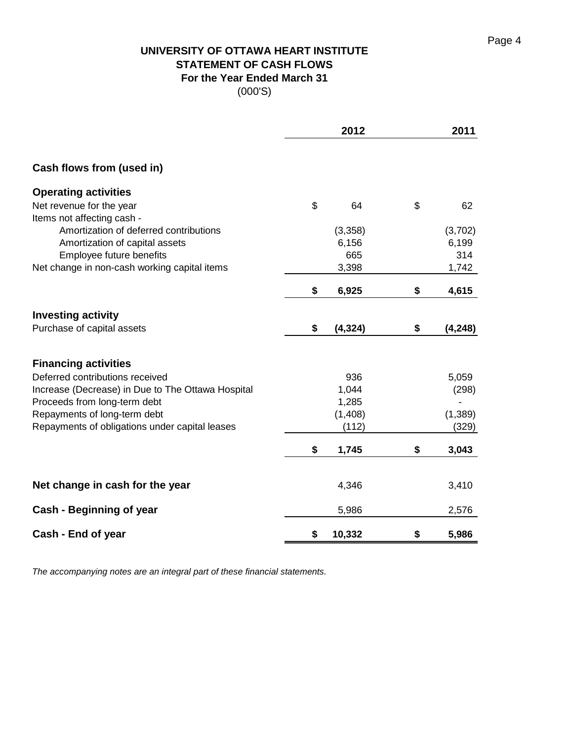# UNIVERSITY OF OTTAWA HEART INSTITUTE
## STATEMENT OF CASH FLOWS
### For the Year Ended March 31
(000'S)

| | 2012 | 2011 |
|---|---|---|
| **Cash flows from (used in)** | | |
| **Operating activities** | | |
| Net revenue for the year | $ 64 | $ 62 |
| Items not affecting cash - | | |
| Amortization of deferred contributions | (3,358) | (3,702) |
| Amortization of capital assets | 6,156 | 6,199 |
| Employee future benefits | 665 | 314 |
| Net change in non-cash working capital items | 3,398 | 1,742 |
| | **$ 6,925** | **$ 4,615** |
| **Investing activity** | | |
| Purchase of capital assets | **$ (4,324)** | **$ (4,248)** |
| **Financing activities** | | |
| Deferred contributions received | 936 | 5,059 |
| Increase (Decrease) in Due to The Ottawa Hospital | 1,044 | (298) |
| Proceeds from long-term debt | 1,285 | - |
| Repayments of long-term debt | (1,408) | (1,389) |
| Repayments of obligations under capital leases | (112) | (329) |
| | **$ 1,745** | **$ 3,043** |
| **Net change in cash for the year** | 4,346 | 3,410 |
| **Cash - Beginning of year** | 5,986 | 2,576 |
| **Cash - End of year** | **$ 10,332** | **$ 5,986** |

*The accompanying notes are an integral part of these financial statements.*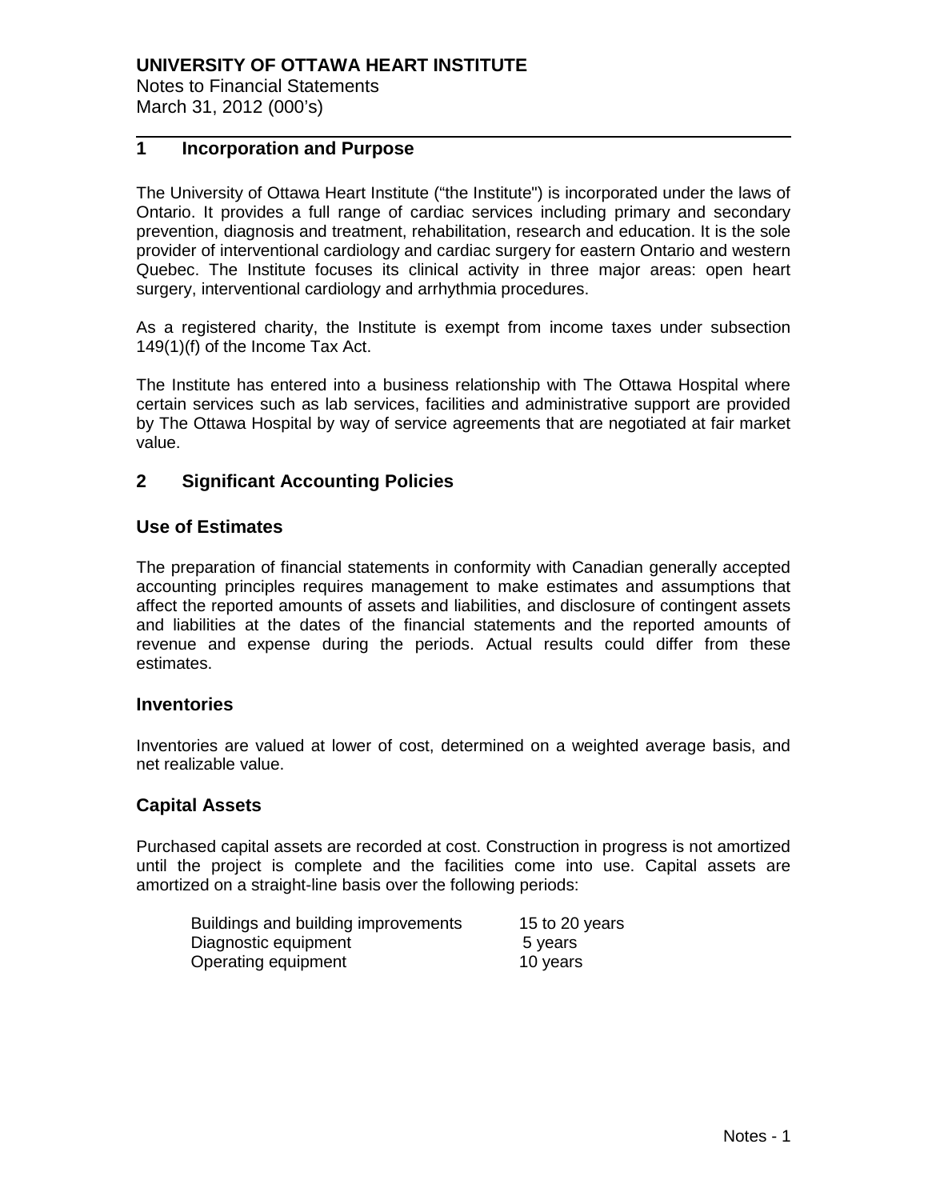## 1 Incorporation and Purpose

The University of Ottawa Heart Institute ("the Institute") is incorporated under the laws of Ontario. It provides a full range of cardiac services including primary and secondary prevention, diagnosis and treatment, rehabilitation, research and education. It is the sole provider of interventional cardiology and cardiac surgery for eastern Ontario and western Quebec. The Institute focuses its clinical activity in three major areas: open heart surgery, interventional cardiology and arrhythmia procedures.

As a registered charity, the Institute is exempt from income taxes under subsection 149(1)(f) of the Income Tax Act.

The Institute has entered into a business relationship with The Ottawa Hospital where certain services such as lab services, facilities and administrative support are provided by The Ottawa Hospital by way of service agreements that are negotiated at fair market value.

## 2 Significant Accounting Policies

### Use of Estimates

The preparation of financial statements in conformity with Canadian generally accepted accounting principles requires management to make estimates and assumptions that affect the reported amounts of assets and liabilities, and disclosure of contingent assets and liabilities at the dates of the financial statements and the reported amounts of revenue and expense during the periods. Actual results could differ from these estimates.

### Inventories

Inventories are valued at lower of cost, determined on a weighted average basis, and net realizable value.

### Capital Assets

Purchased capital assets are recorded at cost. Construction in progress is not amortized until the project is complete and the facilities come into use. Capital assets are amortized on a straight-line basis over the following periods:

| | |
|---|---|
| Buildings and building improvements | 15 to 20 years |
| Diagnostic equipment | 5 years |
| Operating equipment | 10 years |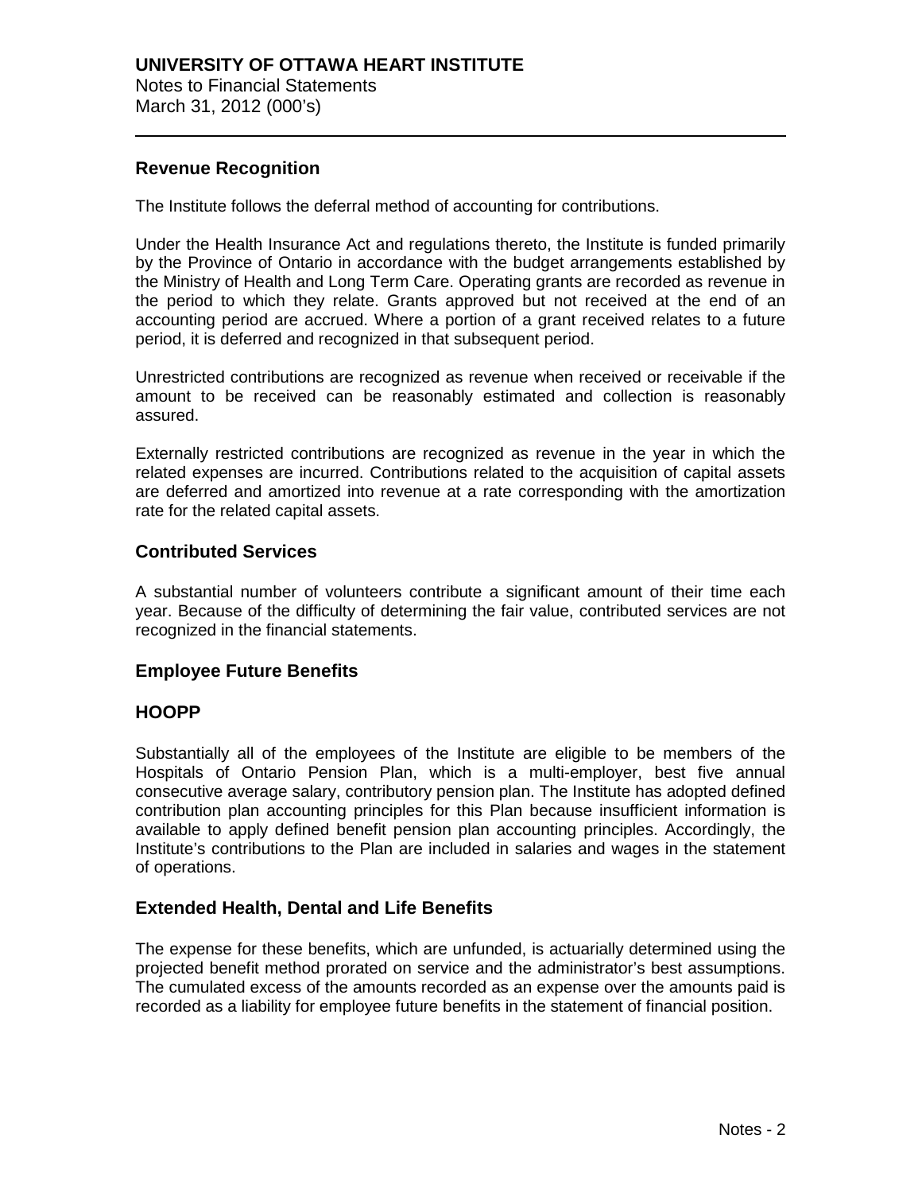## Revenue Recognition

The Institute follows the deferral method of accounting for contributions.

Under the Health Insurance Act and regulations thereto, the Institute is funded primarily by the Province of Ontario in accordance with the budget arrangements established by the Ministry of Health and Long Term Care. Operating grants are recorded as revenue in the period to which they relate. Grants approved but not received at the end of an accounting period are accrued. Where a portion of a grant received relates to a future period, it is deferred and recognized in that subsequent period.

Unrestricted contributions are recognized as revenue when received or receivable if the amount to be received can be reasonably estimated and collection is reasonably assured.

Externally restricted contributions are recognized as revenue in the year in which the related expenses are incurred. Contributions related to the acquisition of capital assets are deferred and amortized into revenue at a rate corresponding with the amortization rate for the related capital assets.

## Contributed Services

A substantial number of volunteers contribute a significant amount of their time each year. Because of the difficulty of determining the fair value, contributed services are not recognized in the financial statements.

## Employee Future Benefits

## HOOPP

Substantially all of the employees of the Institute are eligible to be members of the Hospitals of Ontario Pension Plan, which is a multi-employer, best five annual consecutive average salary, contributory pension plan. The Institute has adopted defined contribution plan accounting principles for this Plan because insufficient information is available to apply defined benefit pension plan accounting principles. Accordingly, the Institute's contributions to the Plan are included in salaries and wages in the statement of operations.

## Extended Health, Dental and Life Benefits

The expense for these benefits, which are unfunded, is actuarially determined using the projected benefit method prorated on service and the administrator's best assumptions. The cumulated excess of the amounts recorded as an expense over the amounts paid is recorded as a liability for employee future benefits in the statement of financial position.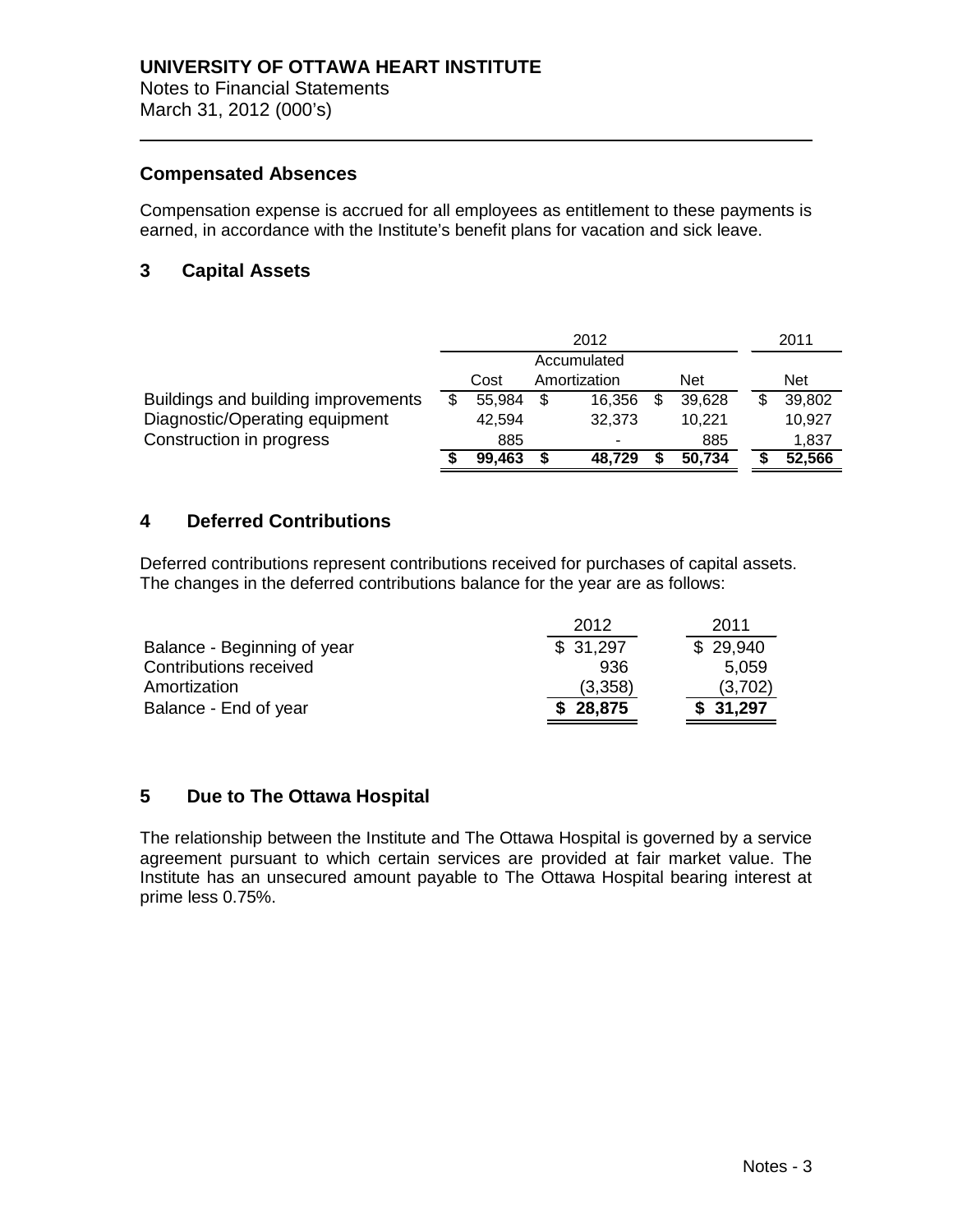**UNIVERSITY OF OTTAWA HEART INSTITUTE**
Notes to Financial Statements
March 31, 2012 (000's)

### Compensated Absences

Compensation expense is accrued for all employees as entitlement to these payments is earned, in accordance with the Institute's benefit plans for vacation and sick leave.

## 3 Capital Assets

| | 2012 | | | 2011 |
|---|---|---|---|---|
| | Cost | Accumulated Amortization | Net | Net |
| Buildings and building improvements | $ 55,984 | $ 16,356 | $ 39,628 | $ 39,802 |
| Diagnostic/Operating equipment | 42,594 | 32,373 | 10,221 | 10,927 |
| Construction in progress | 885 | - | 885 | 1,837 |
| | **$ 99,463** | **$ 48,729** | **$ 50,734** | **$ 52,566** |

## 4 Deferred Contributions

Deferred contributions represent contributions received for purchases of capital assets. The changes in the deferred contributions balance for the year are as follows:

| | 2012 | 2011 |
|---|---|---|
| Balance - Beginning of year | $ 31,297 | $ 29,940 |
| Contributions received | 936 | 5,059 |
| Amortization | (3,358) | (3,702) |
| Balance - End of year | **$ 28,875** | **$ 31,297** |

## 5 Due to The Ottawa Hospital

The relationship between the Institute and The Ottawa Hospital is governed by a service agreement pursuant to which certain services are provided at fair market value. The Institute has an unsecured amount payable to The Ottawa Hospital bearing interest at prime less 0.75%.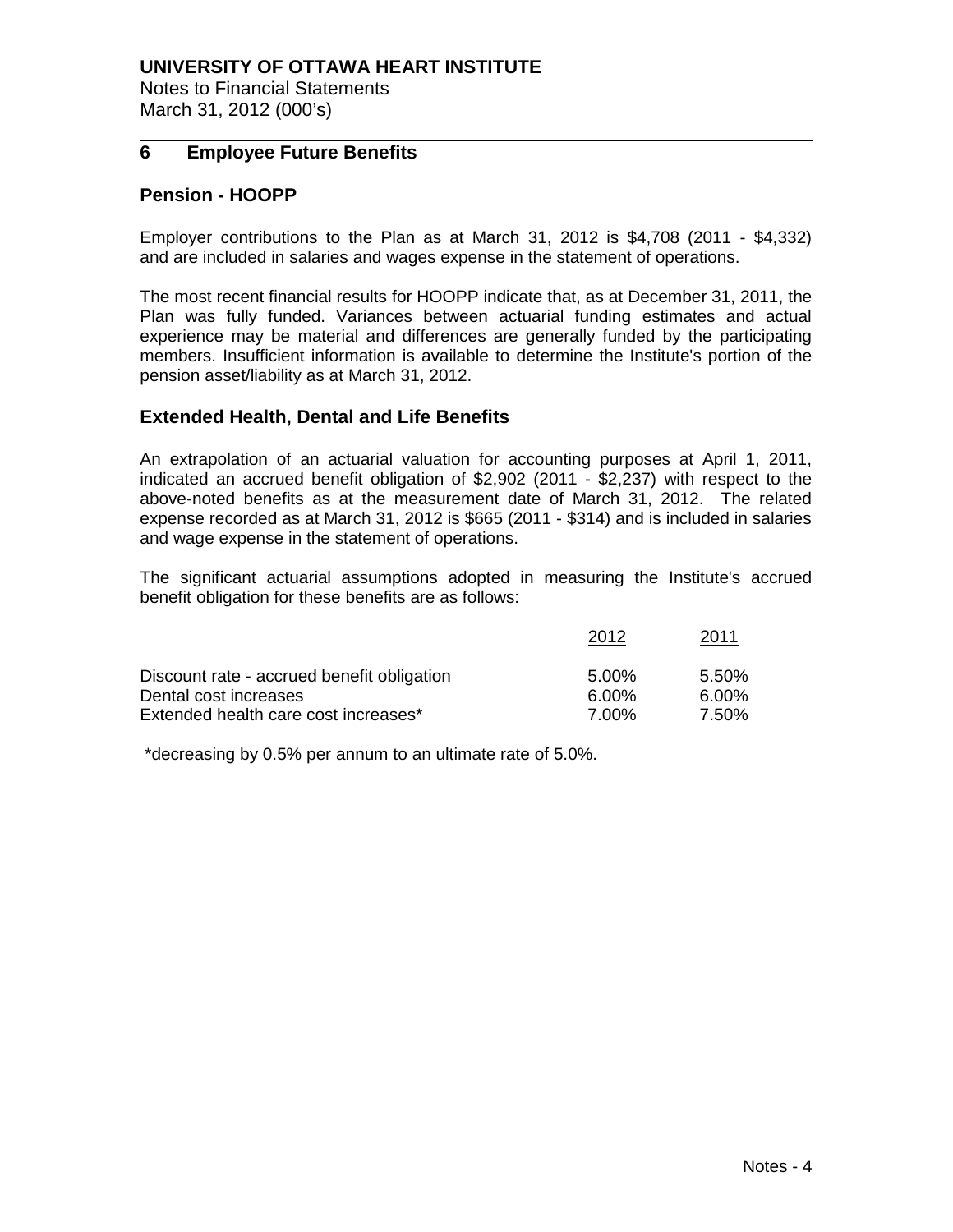**UNIVERSITY OF OTTAWA HEART INSTITUTE**
Notes to Financial Statements
March 31, 2012 (000's)

## 6 Employee Future Benefits

### Pension - HOOPP

Employer contributions to the Plan as at March 31, 2012 is $4,708 (2011 - $4,332) and are included in salaries and wages expense in the statement of operations.

The most recent financial results for HOOPP indicate that, as at December 31, 2011, the Plan was fully funded. Variances between actuarial funding estimates and actual experience may be material and differences are generally funded by the participating members. Insufficient information is available to determine the Institute's portion of the pension asset/liability as at March 31, 2012.

### Extended Health, Dental and Life Benefits

An extrapolation of an actuarial valuation for accounting purposes at April 1, 2011, indicated an accrued benefit obligation of $2,902 (2011 - $2,237) with respect to the above-noted benefits as at the measurement date of March 31, 2012. The related expense recorded as at March 31, 2012 is $665 (2011 - $314) and is included in salaries and wage expense in the statement of operations.

The significant actuarial assumptions adopted in measuring the Institute's accrued benefit obligation for these benefits are as follows:

| | 2012 | 2011 |
|---|---|---|
| Discount rate - accrued benefit obligation | 5.00% | 5.50% |
| Dental cost increases | 6.00% | 6.00% |
| Extended health care cost increases* | 7.00% | 7.50% |

*decreasing by 0.5% per annum to an ultimate rate of 5.0%.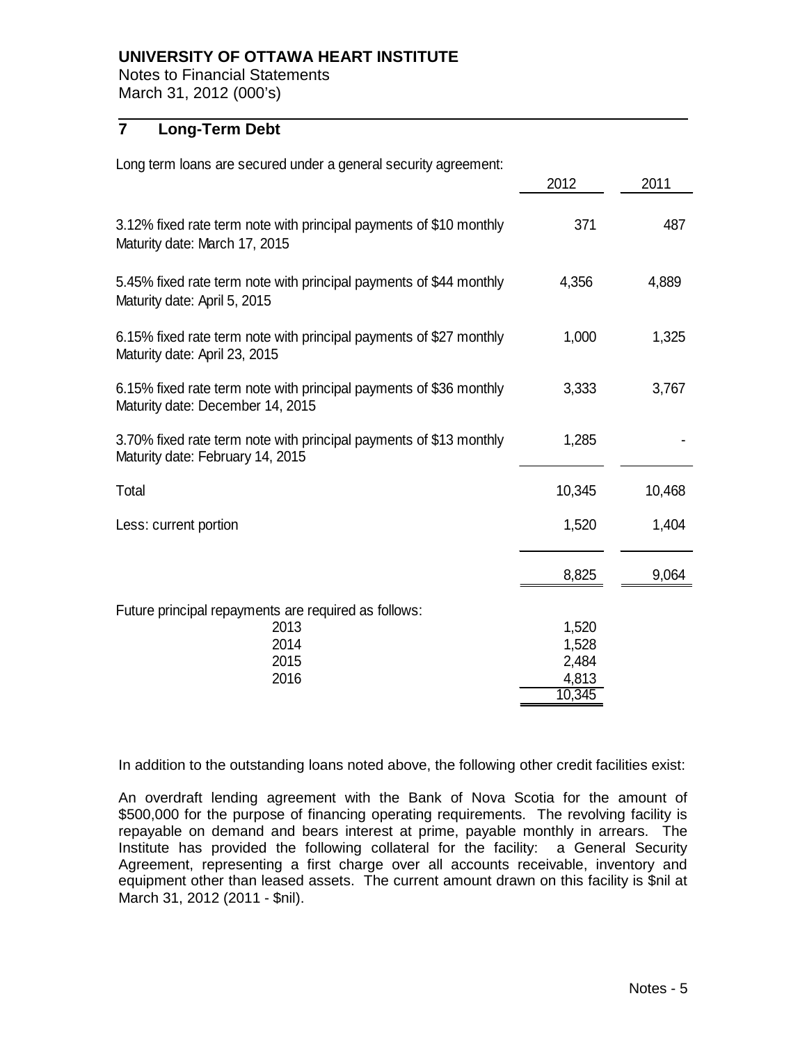**UNIVERSITY OF OTTAWA HEART INSTITUTE**
Notes to Financial Statements
March 31, 2012 (000's)

## 7 Long-Term Debt

Long term loans are secured under a general security agreement:

| | 2012 | 2011 |
|---|---|---|
| 3.12% fixed rate term note with principal payments of $10 monthly<br>Maturity date: March 17, 2015 | 371 | 487 |
| 5.45% fixed rate term note with principal payments of $44 monthly<br>Maturity date: April 5, 2015 | 4,356 | 4,889 |
| 6.15% fixed rate term note with principal payments of $27 monthly<br>Maturity date: April 23, 2015 | 1,000 | 1,325 |
| 6.15% fixed rate term note with principal payments of $36 monthly<br>Maturity date: December 14, 2015 | 3,333 | 3,767 |
| 3.70% fixed rate term note with principal payments of $13 monthly<br>Maturity date: February 14, 2015 | 1,285 | - |
| Total | 10,345 | 10,468 |
| Less: current portion | 1,520 | 1,404 |
| | 8,825 | 9,064 |

Future principal repayments are required as follows:

| | |
|---|---|
| 2013 | 1,520 |
| 2014 | 1,528 |
| 2015 | 2,484 |
| 2016 | 4,813 |
| | 10,345 |

In addition to the outstanding loans noted above, the following other credit facilities exist:

An overdraft lending agreement with the Bank of Nova Scotia for the amount of $500,000 for the purpose of financing operating requirements. The revolving facility is repayable on demand and bears interest at prime, payable monthly in arrears. The Institute has provided the following collateral for the facility: a General Security Agreement, representing a first charge over all accounts receivable, inventory and equipment other than leased assets. The current amount drawn on this facility is $nil at March 31, 2012 (2011 - $nil).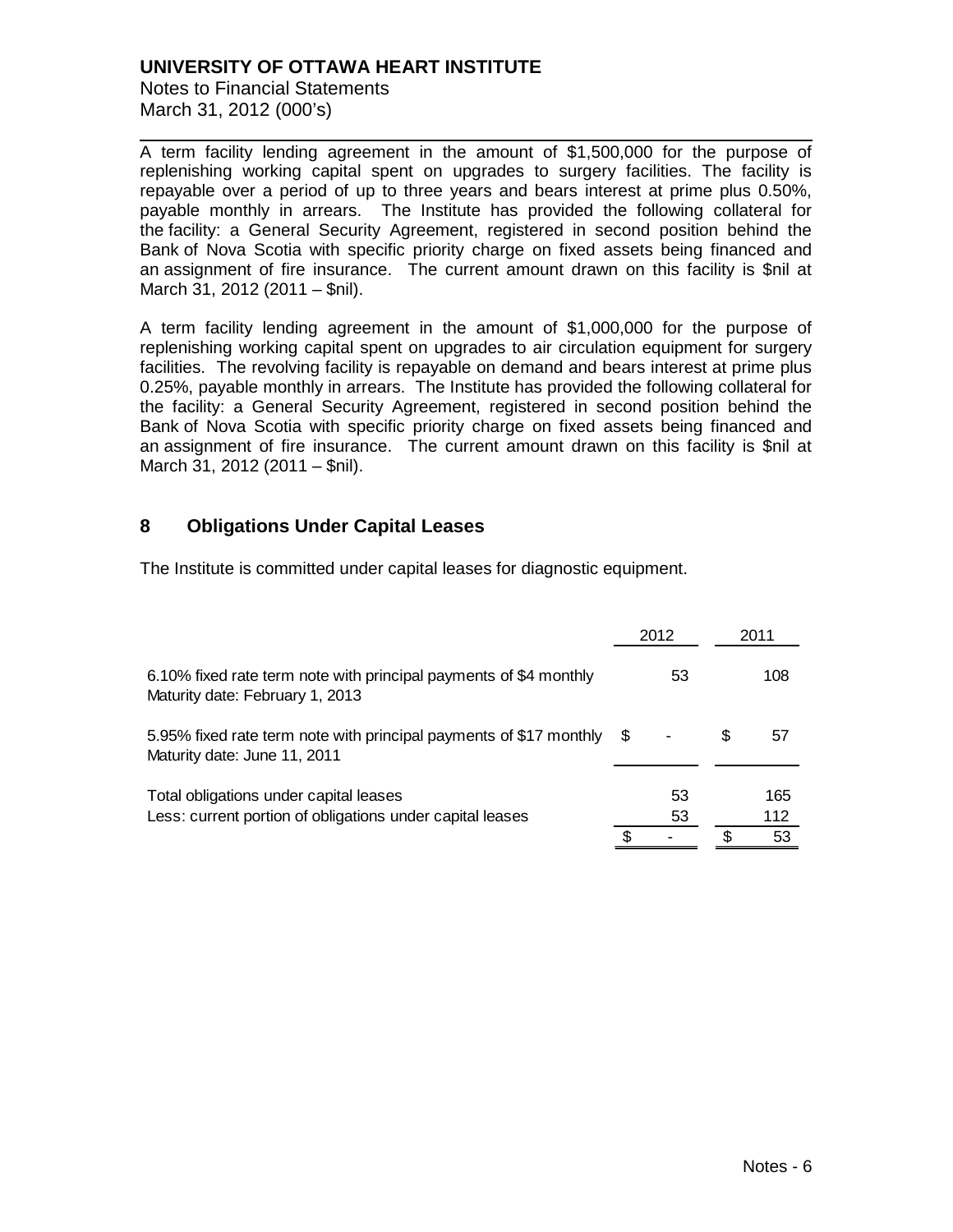A term facility lending agreement in the amount of $1,500,000 for the purpose of replenishing working capital spent on upgrades to surgery facilities. The facility is repayable over a period of up to three years and bears interest at prime plus 0.50%, payable monthly in arrears. The Institute has provided the following collateral for the facility: a General Security Agreement, registered in second position behind the Bank of Nova Scotia with specific priority charge on fixed assets being financed and an assignment of fire insurance. The current amount drawn on this facility is $nil at March 31, 2012 (2011 – $nil).

A term facility lending agreement in the amount of $1,000,000 for the purpose of replenishing working capital spent on upgrades to air circulation equipment for surgery facilities. The revolving facility is repayable on demand and bears interest at prime plus 0.25%, payable monthly in arrears. The Institute has provided the following collateral for the facility: a General Security Agreement, registered in second position behind the Bank of Nova Scotia with specific priority charge on fixed assets being financed and an assignment of fire insurance. The current amount drawn on this facility is $nil at March 31, 2012 (2011 – $nil).

## 8 Obligations Under Capital Leases

The Institute is committed under capital leases for diagnostic equipment.

| | 2012 | 2011 |
|---|---|---|
| 6.10% fixed rate term note with principal payments of $4 monthly<br>Maturity date: February 1, 2013 | 53 | 108 |
| 5.95% fixed rate term note with principal payments of $17 monthly<br>Maturity date: June 11, 2011 | $ - | $ 57 |
| Total obligations under capital leases | 53 | 165 |
| Less: current portion of obligations under capital leases | 53 | 112 |
| | $ - | $ 53 |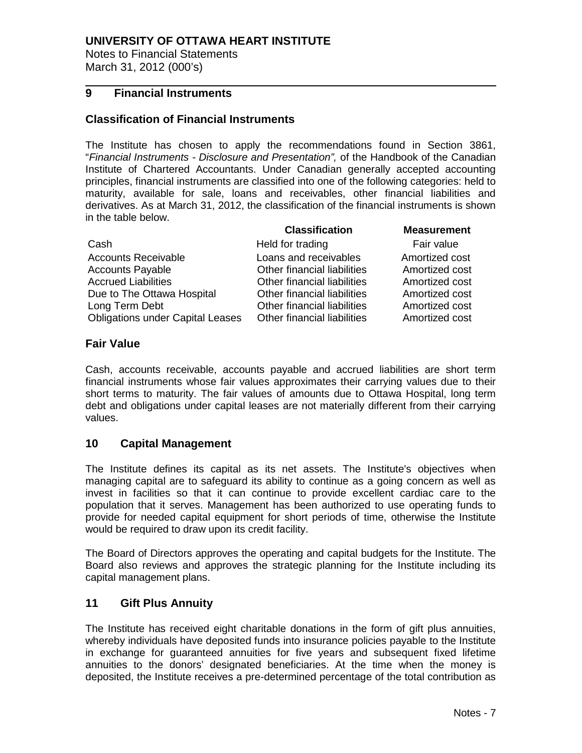## 9 Financial Instruments

### Classification of Financial Instruments

The Institute has chosen to apply the recommendations found in Section 3861, "*Financial Instruments - Disclosure and Presentation",* of the Handbook of the Canadian Institute of Chartered Accountants. Under Canadian generally accepted accounting principles, financial instruments are classified into one of the following categories: held to maturity, available for sale, loans and receivables, other financial liabilities and derivatives. As at March 31, 2012, the classification of the financial instruments is shown in the table below.

| | **Classification** | **Measurement** |
|---|---|---|
| Cash | Held for trading | Fair value |
| Accounts Receivable | Loans and receivables | Amortized cost |
| Accounts Payable | Other financial liabilities | Amortized cost |
| Accrued Liabilities | Other financial liabilities | Amortized cost |
| Due to The Ottawa Hospital | Other financial liabilities | Amortized cost |
| Long Term Debt | Other financial liabilities | Amortized cost |
| Obligations under Capital Leases | Other financial liabilities | Amortized cost |

### Fair Value

Cash, accounts receivable, accounts payable and accrued liabilities are short term financial instruments whose fair values approximates their carrying values due to their short terms to maturity. The fair values of amounts due to Ottawa Hospital, long term debt and obligations under capital leases are not materially different from their carrying values.

## 10 Capital Management

The Institute defines its capital as its net assets. The Institute's objectives when managing capital are to safeguard its ability to continue as a going concern as well as invest in facilities so that it can continue to provide excellent cardiac care to the population that it serves. Management has been authorized to use operating funds to provide for needed capital equipment for short periods of time, otherwise the Institute would be required to draw upon its credit facility.

The Board of Directors approves the operating and capital budgets for the Institute. The Board also reviews and approves the strategic planning for the Institute including its capital management plans.

## 11 Gift Plus Annuity

The Institute has received eight charitable donations in the form of gift plus annuities, whereby individuals have deposited funds into insurance policies payable to the Institute in exchange for guaranteed annuities for five years and subsequent fixed lifetime annuities to the donors' designated beneficiaries. At the time when the money is deposited, the Institute receives a pre-determined percentage of the total contribution as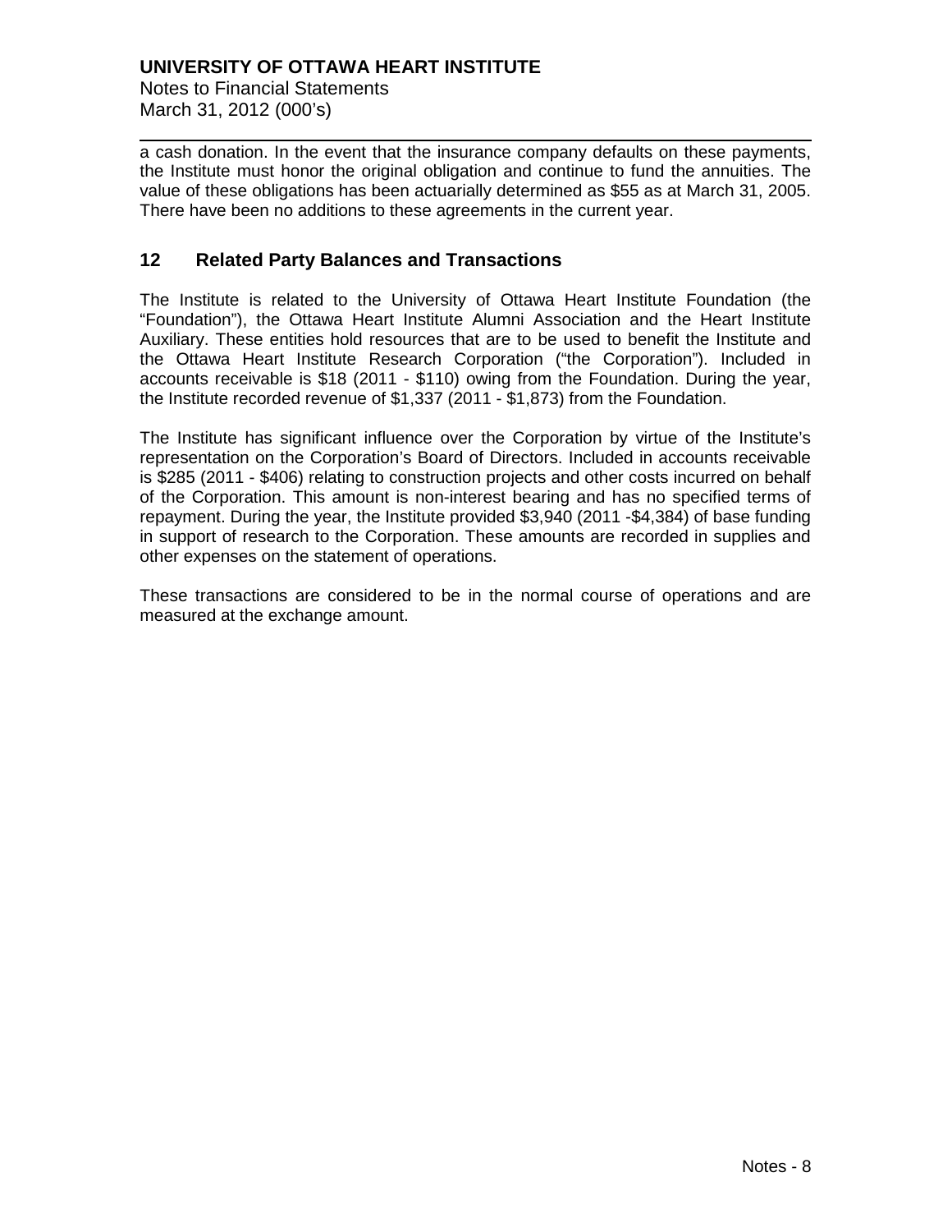a cash donation. In the event that the insurance company defaults on these payments, the Institute must honor the original obligation and continue to fund the annuities. The value of these obligations has been actuarially determined as $55 as at March 31, 2005. There have been no additions to these agreements in the current year.

## 12 Related Party Balances and Transactions

The Institute is related to the University of Ottawa Heart Institute Foundation (the "Foundation"), the Ottawa Heart Institute Alumni Association and the Heart Institute Auxiliary. These entities hold resources that are to be used to benefit the Institute and the Ottawa Heart Institute Research Corporation ("the Corporation"). Included in accounts receivable is $18 (2011 - $110) owing from the Foundation. During the year, the Institute recorded revenue of $1,337 (2011 - $1,873) from the Foundation.

The Institute has significant influence over the Corporation by virtue of the Institute's representation on the Corporation's Board of Directors. Included in accounts receivable is $285 (2011 - $406) relating to construction projects and other costs incurred on behalf of the Corporation. This amount is non-interest bearing and has no specified terms of repayment. During the year, the Institute provided $3,940 (2011 -$4,384) of base funding in support of research to the Corporation. These amounts are recorded in supplies and other expenses on the statement of operations.

These transactions are considered to be in the normal course of operations and are measured at the exchange amount.